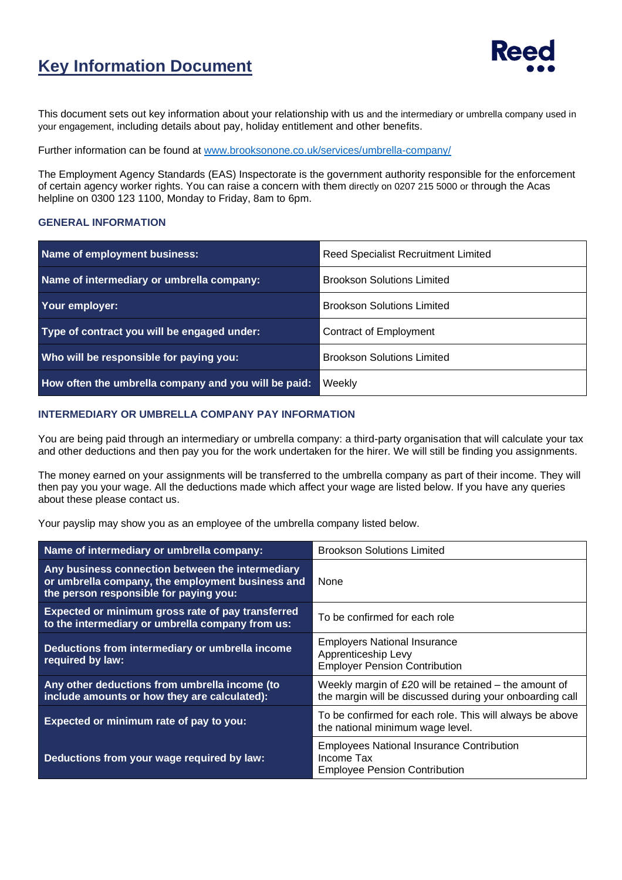# Key Information Document

This document sets out key information about your relationship with us and the intermediary or umbrella company used in your engagement, including details about pay, holiday entitlement and other benefits.

Further information can be found at www.brooksonone.co.uk/services/umbrella-company/

The Employment Agency Standards (EAS) Inspectorate is the government authority responsible for the enforcement of certain agency worker rights. You can raise a concern with them directly on 0207 215 5000 or through the Acas helpline on 0300 123 1100, Monday to Friday, 8am to 6pm.

### GENERAL INFORMATION

| | |
|---|---|
| **Name of employment business:** | Reed Specialist Recruitment Limited |
| **Name of intermediary or umbrella company:** | Brookson Solutions Limited |
| **Your employer:** | Brookson Solutions Limited |
| **Type of contract you will be engaged under:** | Contract of Employment |
| **Who will be responsible for paying you:** | Brookson Solutions Limited |
| **How often the umbrella company and you will be paid:** | Weekly |

### INTERMEDIARY OR UMBRELLA COMPANY PAY INFORMATION

You are being paid through an intermediary or umbrella company: a third-party organisation that will calculate your tax and other deductions and then pay you for the work undertaken for the hirer. We will still be finding you assignments.

The money earned on your assignments will be transferred to the umbrella company as part of their income. They will then pay you your wage. All the deductions made which affect your wage are listed below. If you have any queries about these please contact us.

Your payslip may show you as an employee of the umbrella company listed below.

| | |
|---|---|
| **Name of intermediary or umbrella company:** | Brookson Solutions Limited |
| **Any business connection between the intermediary or umbrella company, the employment business and the person responsible for paying you:** | None |
| **Expected or minimum gross rate of pay transferred to the intermediary or umbrella company from us:** | To be confirmed for each role |
| **Deductions from intermediary or umbrella income required by law:** | Employers National Insurance<br>Apprenticeship Levy<br>Employer Pension Contribution |
| **Any other deductions from umbrella income (to include amounts or how they are calculated):** | Weekly margin of £20 will be retained – the amount of the margin will be discussed during your onboarding call |
| **Expected or minimum rate of pay to you:** | To be confirmed for each role. This will always be above the national minimum wage level. |
| **Deductions from your wage required by law:** | Employees National Insurance Contribution<br>Income Tax<br>Employee Pension Contribution |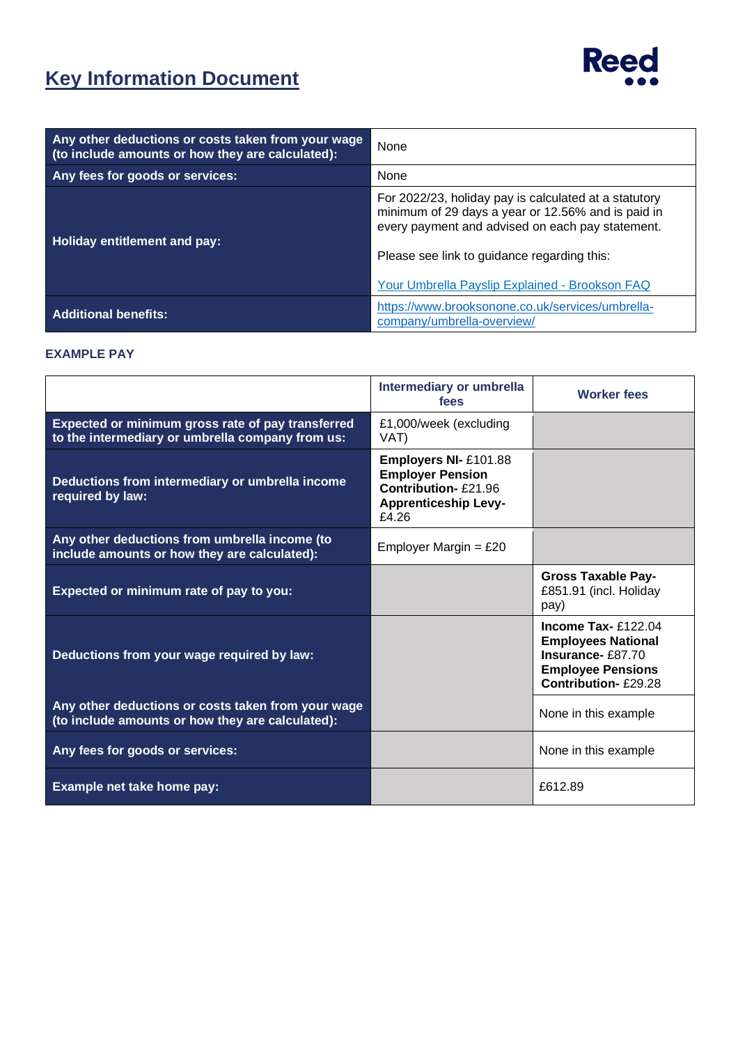# Key Information Document

Reed

| | |
|---|---|
| **Any other deductions or costs taken from your wage (to include amounts or how they are calculated):** | None |
| **Any fees for goods or services:** | None |
| **Holiday entitlement and pay:** | For 2022/23, holiday pay is calculated at a statutory minimum of 29 days a year or 12.56% and is paid in every payment and advised on each pay statement.<br><br>Please see link to guidance regarding this:<br><br>[Your Umbrella Payslip Explained - Brookson FAQ](Your Umbrella Payslip Explained - Brookson FAQ) |
| **Additional benefits:** | https://www.brooksonone.co.uk/services/umbrella-company/umbrella-overview/ |

**EXAMPLE PAY**

| | Intermediary or umbrella fees | Worker fees |
|---|---|---|
| **Expected or minimum gross rate of pay transferred to the intermediary or umbrella company from us:** | £1,000/week (excluding VAT) | |
| **Deductions from intermediary or umbrella income required by law:** | **Employers NI-** £101.88<br>**Employer Pension Contribution-** £21.96<br>**Apprenticeship Levy-** £4.26 | |
| **Any other deductions from umbrella income (to include amounts or how they are calculated):** | Employer Margin = £20 | |
| **Expected or minimum rate of pay to you:** | | **Gross Taxable Pay-** £851.91 (incl. Holiday pay) |
| **Deductions from your wage required by law:** | | **Income Tax-** £122.04<br>**Employees National Insurance-** £87.70<br>**Employee Pensions Contribution-** £29.28 |
| **Any other deductions or costs taken from your wage (to include amounts or how they are calculated):** | | None in this example |
| **Any fees for goods or services:** | | None in this example |
| **Example net take home pay:** | | £612.89 |